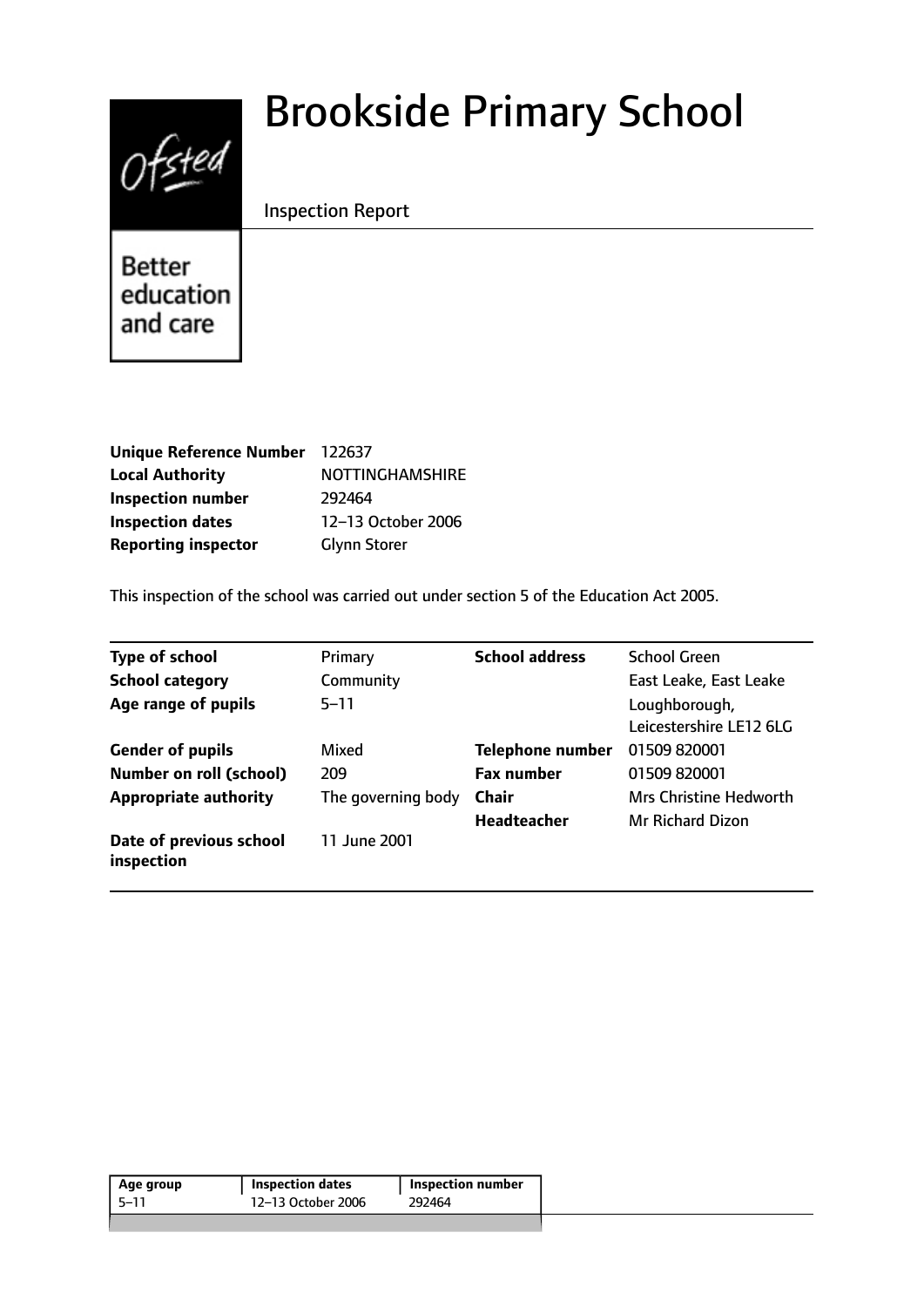# Brookside Primary School

Inspection Report

Better education and care

| | |
|---|---|
| **Unique Reference Number** | 122637 |
| **Local Authority** | NOTTINGHAMSHIRE |
| **Inspection number** | 292464 |
| **Inspection dates** | 12–13 October 2006 |
| **Reporting inspector** | Glynn Storer |

This inspection of the school was carried out under section 5 of the Education Act 2005.

| | | | |
|---|---|---|---|
| **Type of school** | Primary | **School address** | School Green |
| **School category** | Community | | East Leake, East Leake |
| **Age range of pupils** | 5–11 | | Loughborough, Leicestershire LE12 6LG |
| **Gender of pupils** | Mixed | **Telephone number** | 01509 820001 |
| **Number on roll (school)** | 209 | **Fax number** | 01509 820001 |
| **Appropriate authority** | The governing body | **Chair** | Mrs Christine Hedworth |
| | | **Headteacher** | Mr Richard Dizon |
| **Date of previous school inspection** | 11 June 2001 | | |

| Age group | Inspection dates | Inspection number |
|---|---|---|
| 5–11 | 12–13 October 2006 | 292464 |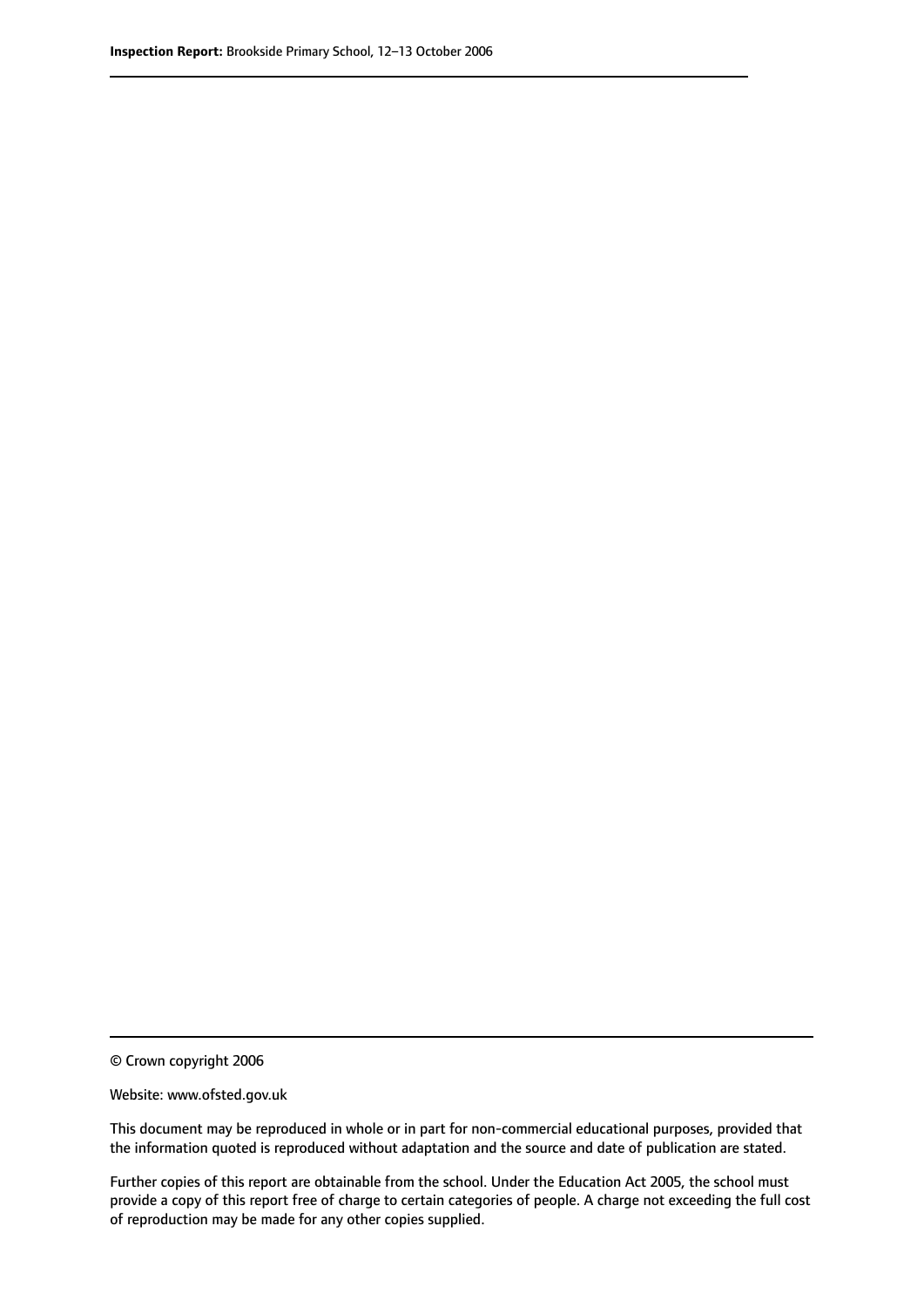© Crown copyright 2006

Website: www.ofsted.gov.uk

This document may be reproduced in whole or in part for non-commercial educational purposes, provided that the information quoted is reproduced without adaptation and the source and date of publication are stated.

Further copies of this report are obtainable from the school. Under the Education Act 2005, the school must provide a copy of this report free of charge to certain categories of people. A charge not exceeding the full cost of reproduction may be made for any other copies supplied.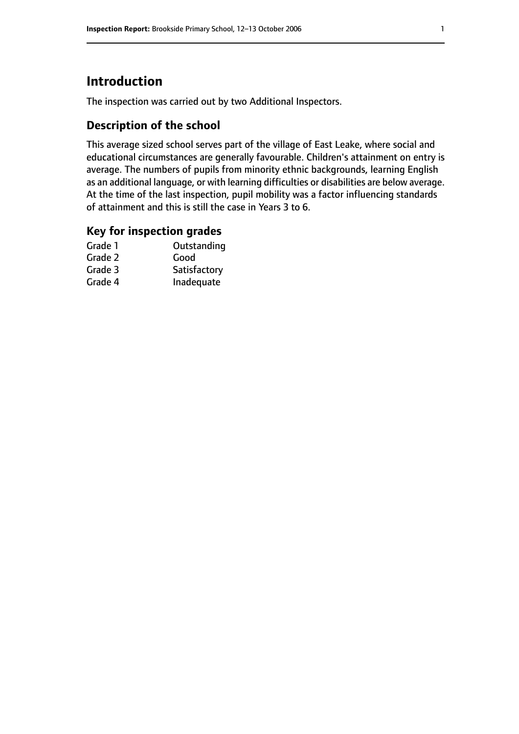# Introduction

The inspection was carried out by two Additional Inspectors.

## Description of the school

This average sized school serves part of the village of East Leake, where social and educational circumstances are generally favourable. Children's attainment on entry is average. The numbers of pupils from minority ethnic backgrounds, learning English as an additional language, or with learning difficulties or disabilities are below average. At the time of the last inspection, pupil mobility was a factor influencing standards of attainment and this is still the case in Years 3 to 6.

## Key for inspection grades

| | |
|---|---|
| Grade 1 | Outstanding |
| Grade 2 | Good |
| Grade 3 | Satisfactory |
| Grade 4 | Inadequate |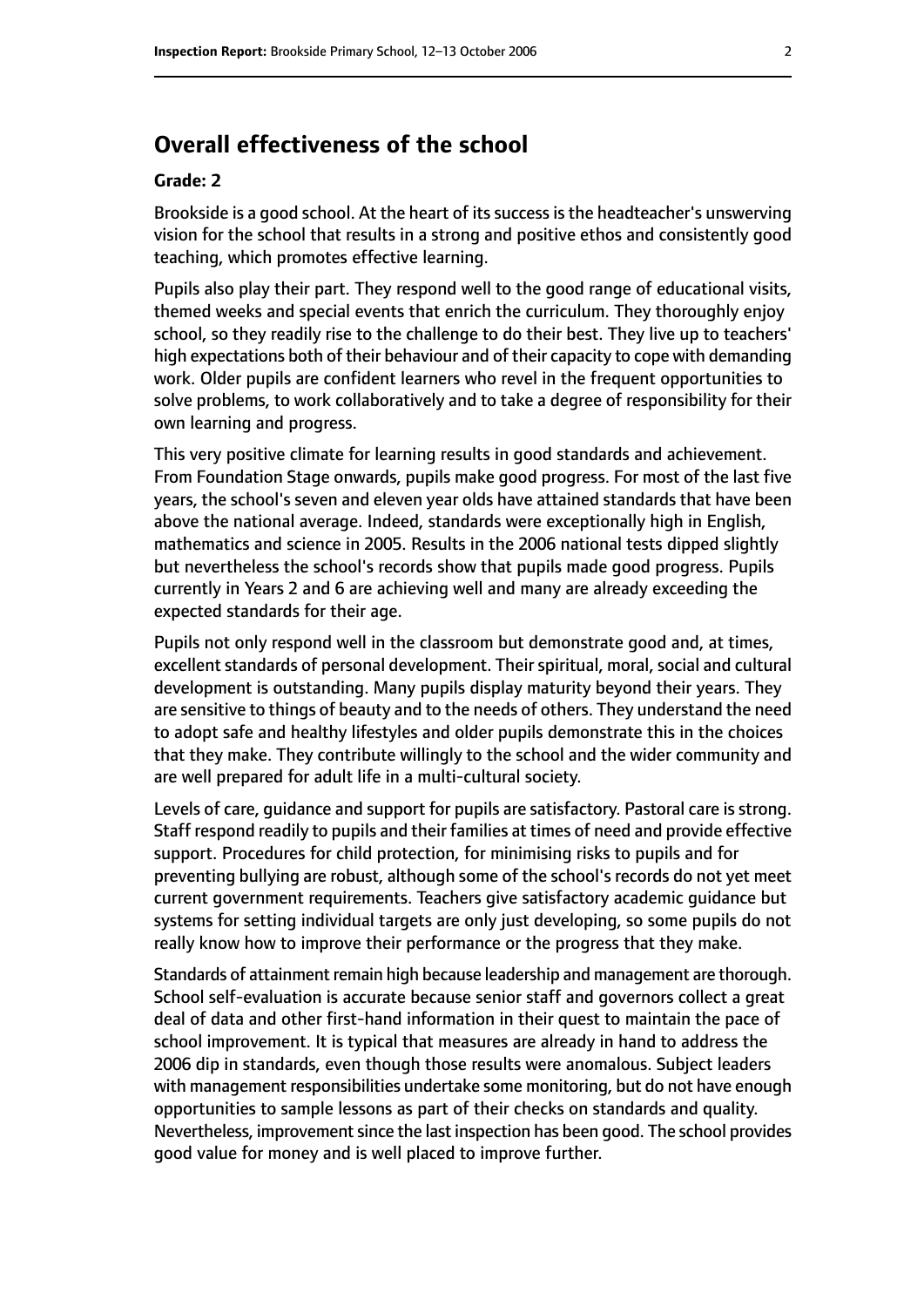## Overall effectiveness of the school

### Grade: 2

Brookside is a good school. At the heart of its success is the headteacher's unswerving vision for the school that results in a strong and positive ethos and consistently good teaching, which promotes effective learning.

Pupils also play their part. They respond well to the good range of educational visits, themed weeks and special events that enrich the curriculum. They thoroughly enjoy school, so they readily rise to the challenge to do their best. They live up to teachers' high expectations both of their behaviour and of their capacity to cope with demanding work. Older pupils are confident learners who revel in the frequent opportunities to solve problems, to work collaboratively and to take a degree of responsibility for their own learning and progress.

This very positive climate for learning results in good standards and achievement. From Foundation Stage onwards, pupils make good progress. For most of the last five years, the school's seven and eleven year olds have attained standards that have been above the national average. Indeed, standards were exceptionally high in English, mathematics and science in 2005. Results in the 2006 national tests dipped slightly but nevertheless the school's records show that pupils made good progress. Pupils currently in Years 2 and 6 are achieving well and many are already exceeding the expected standards for their age.

Pupils not only respond well in the classroom but demonstrate good and, at times, excellent standards of personal development. Their spiritual, moral, social and cultural development is outstanding. Many pupils display maturity beyond their years. They are sensitive to things of beauty and to the needs of others. They understand the need to adopt safe and healthy lifestyles and older pupils demonstrate this in the choices that they make. They contribute willingly to the school and the wider community and are well prepared for adult life in a multi-cultural society.

Levels of care, guidance and support for pupils are satisfactory. Pastoral care is strong. Staff respond readily to pupils and their families at times of need and provide effective support. Procedures for child protection, for minimising risks to pupils and for preventing bullying are robust, although some of the school's records do not yet meet current government requirements. Teachers give satisfactory academic guidance but systems for setting individual targets are only just developing, so some pupils do not really know how to improve their performance or the progress that they make.

Standards of attainment remain high because leadership and management are thorough. School self-evaluation is accurate because senior staff and governors collect a great deal of data and other first-hand information in their quest to maintain the pace of school improvement. It is typical that measures are already in hand to address the 2006 dip in standards, even though those results were anomalous. Subject leaders with management responsibilities undertake some monitoring, but do not have enough opportunities to sample lessons as part of their checks on standards and quality. Nevertheless, improvement since the last inspection has been good. The school provides good value for money and is well placed to improve further.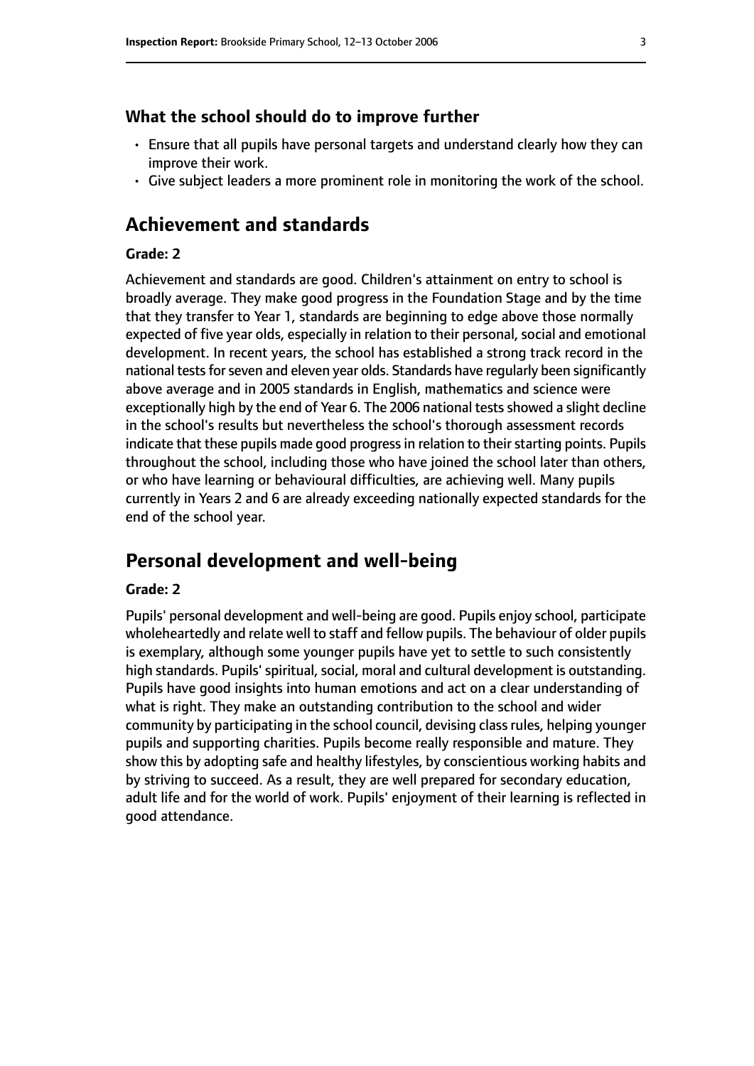### What the school should do to improve further

- Ensure that all pupils have personal targets and understand clearly how they can improve their work.
- Give subject leaders a more prominent role in monitoring the work of the school.

## Achievement and standards

#### Grade: 2

Achievement and standards are good. Children's attainment on entry to school is broadly average. They make good progress in the Foundation Stage and by the time that they transfer to Year 1, standards are beginning to edge above those normally expected of five year olds, especially in relation to their personal, social and emotional development. In recent years, the school has established a strong track record in the national tests for seven and eleven year olds. Standards have regularly been significantly above average and in 2005 standards in English, mathematics and science were exceptionally high by the end of Year 6. The 2006 national tests showed a slight decline in the school's results but nevertheless the school's thorough assessment records indicate that these pupils made good progress in relation to their starting points. Pupils throughout the school, including those who have joined the school later than others, or who have learning or behavioural difficulties, are achieving well. Many pupils currently in Years 2 and 6 are already exceeding nationally expected standards for the end of the school year.

## Personal development and well-being

#### Grade: 2

Pupils' personal development and well-being are good. Pupils enjoy school, participate wholeheartedly and relate well to staff and fellow pupils. The behaviour of older pupils is exemplary, although some younger pupils have yet to settle to such consistently high standards. Pupils' spiritual, social, moral and cultural development is outstanding. Pupils have good insights into human emotions and act on a clear understanding of what is right. They make an outstanding contribution to the school and wider community by participating in the school council, devising class rules, helping younger pupils and supporting charities. Pupils become really responsible and mature. They show this by adopting safe and healthy lifestyles, by conscientious working habits and by striving to succeed. As a result, they are well prepared for secondary education, adult life and for the world of work. Pupils' enjoyment of their learning is reflected in good attendance.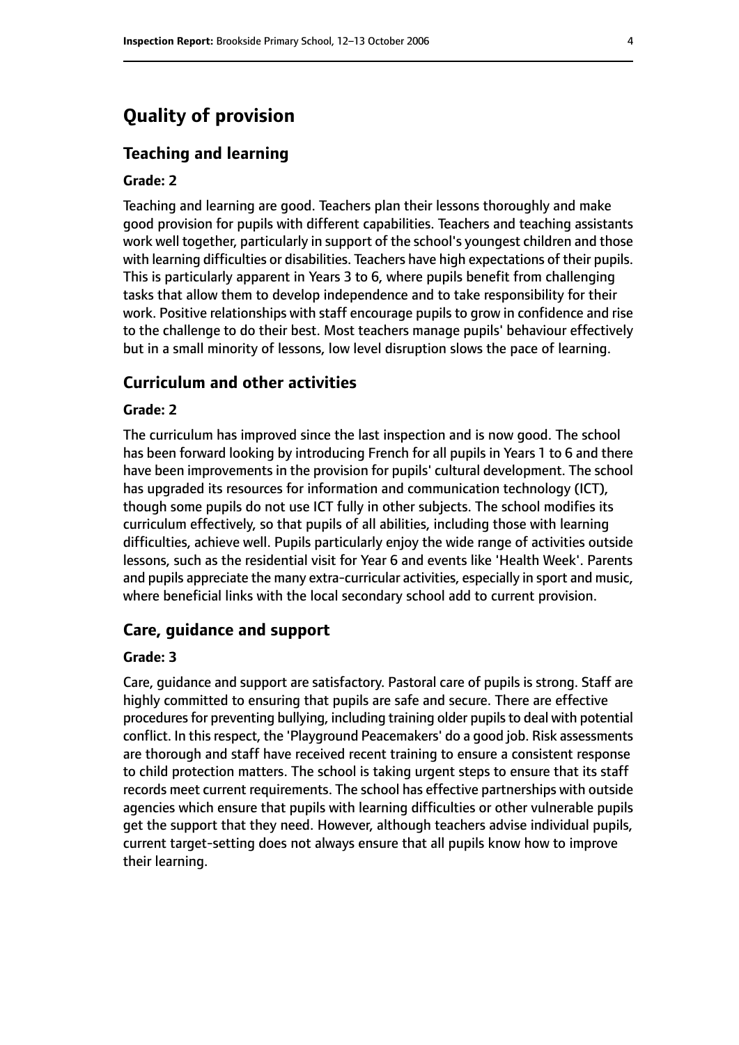# Quality of provision

## Teaching and learning

### Grade: 2

Teaching and learning are good. Teachers plan their lessons thoroughly and make good provision for pupils with different capabilities. Teachers and teaching assistants work well together, particularly in support of the school's youngest children and those with learning difficulties or disabilities. Teachers have high expectations of their pupils. This is particularly apparent in Years 3 to 6, where pupils benefit from challenging tasks that allow them to develop independence and to take responsibility for their work. Positive relationships with staff encourage pupils to grow in confidence and rise to the challenge to do their best. Most teachers manage pupils' behaviour effectively but in a small minority of lessons, low level disruption slows the pace of learning.

## Curriculum and other activities

### Grade: 2

The curriculum has improved since the last inspection and is now good. The school has been forward looking by introducing French for all pupils in Years 1 to 6 and there have been improvements in the provision for pupils' cultural development. The school has upgraded its resources for information and communication technology (ICT), though some pupils do not use ICT fully in other subjects. The school modifies its curriculum effectively, so that pupils of all abilities, including those with learning difficulties, achieve well. Pupils particularly enjoy the wide range of activities outside lessons, such as the residential visit for Year 6 and events like 'Health Week'. Parents and pupils appreciate the many extra-curricular activities, especially in sport and music, where beneficial links with the local secondary school add to current provision.

## Care, guidance and support

### Grade: 3

Care, guidance and support are satisfactory. Pastoral care of pupils is strong. Staff are highly committed to ensuring that pupils are safe and secure. There are effective procedures for preventing bullying, including training older pupils to deal with potential conflict. In this respect, the 'Playground Peacemakers' do a good job. Risk assessments are thorough and staff have received recent training to ensure a consistent response to child protection matters. The school is taking urgent steps to ensure that its staff records meet current requirements. The school has effective partnerships with outside agencies which ensure that pupils with learning difficulties or other vulnerable pupils get the support that they need. However, although teachers advise individual pupils, current target-setting does not always ensure that all pupils know how to improve their learning.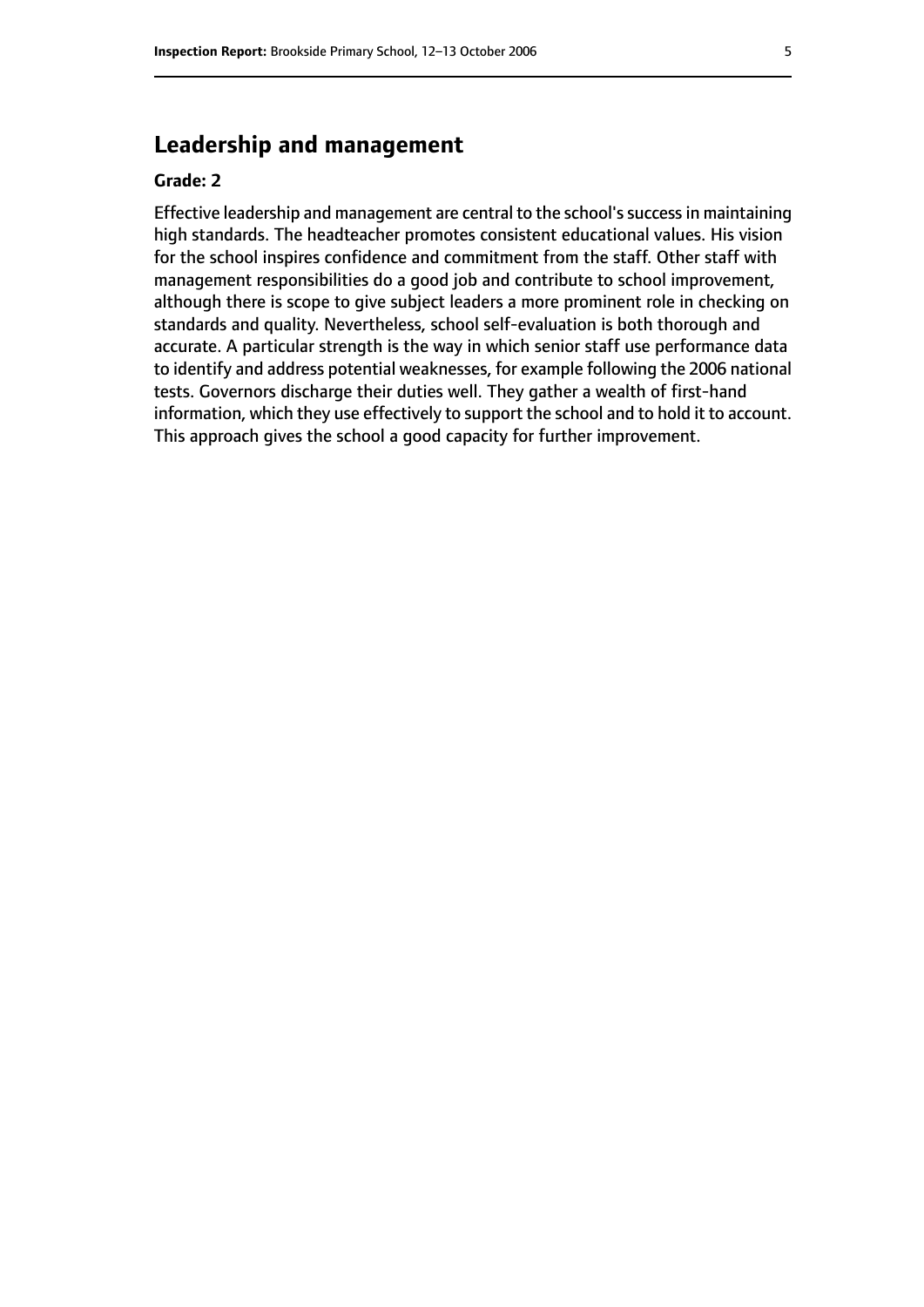## Leadership and management

**Grade: 2**

Effective leadership and management are central to the school's success in maintaining high standards. The headteacher promotes consistent educational values. His vision for the school inspires confidence and commitment from the staff. Other staff with management responsibilities do a good job and contribute to school improvement, although there is scope to give subject leaders a more prominent role in checking on standards and quality. Nevertheless, school self-evaluation is both thorough and accurate. A particular strength is the way in which senior staff use performance data to identify and address potential weaknesses, for example following the 2006 national tests. Governors discharge their duties well. They gather a wealth of first-hand information, which they use effectively to support the school and to hold it to account. This approach gives the school a good capacity for further improvement.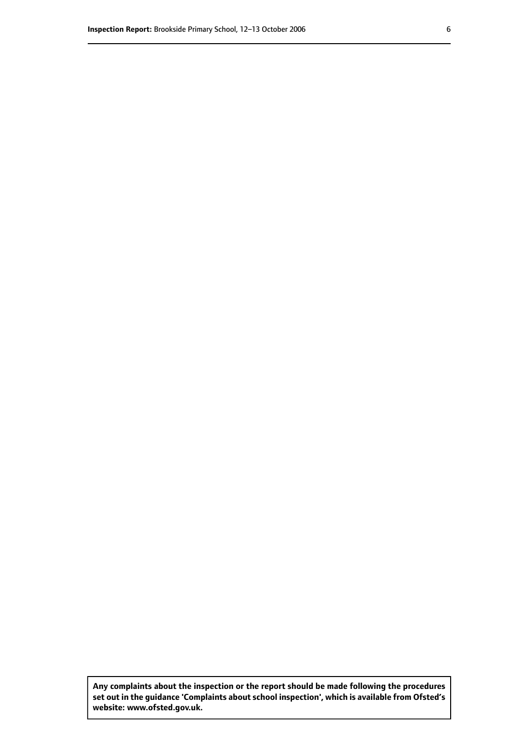**Any complaints about the inspection or the report should be made following the procedures set out in the guidance 'Complaints about school inspection', which is available from Ofsted's website: www.ofsted.gov.uk.**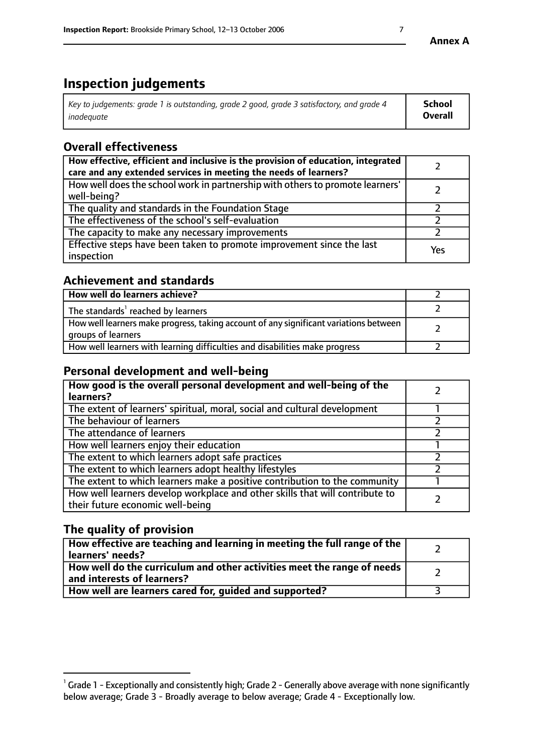Annex A

# Inspection judgements

| *Key to judgements: grade 1 is outstanding, grade 2 good, grade 3 satisfactory, and grade 4 inadequate* | **School Overall** |
|---|---|

## Overall effectiveness

| | |
|---|---|
| **How effective, efficient and inclusive is the provision of education, integrated care and any extended services in meeting the needs of learners?** | 2 |
| How well does the school work in partnership with others to promote learners' well-being? | 2 |
| The quality and standards in the Foundation Stage | 2 |
| The effectiveness of the school's self-evaluation | 2 |
| The capacity to make any necessary improvements | 2 |
| Effective steps have been taken to promote improvement since the last inspection | Yes |

## Achievement and standards

| | |
|---|---|
| **How well do learners achieve?** | 2 |
| The standards[1] reached by learners | 2 |
| How well learners make progress, taking account of any significant variations between groups of learners | 2 |
| How well learners with learning difficulties and disabilities make progress | 2 |

## Personal development and well-being

| | |
|---|---|
| **How good is the overall personal development and well-being of the learners?** | 2 |
| The extent of learners' spiritual, moral, social and cultural development | 1 |
| The behaviour of learners | 2 |
| The attendance of learners | 2 |
| How well learners enjoy their education | 1 |
| The extent to which learners adopt safe practices | 2 |
| The extent to which learners adopt healthy lifestyles | 2 |
| The extent to which learners make a positive contribution to the community | 1 |
| How well learners develop workplace and other skills that will contribute to their future economic well-being | 2 |

## The quality of provision

| | |
|---|---|
| **How effective are teaching and learning in meeting the full range of the learners' needs?** | 2 |
| **How well do the curriculum and other activities meet the range of needs and interests of learners?** | 2 |
| **How well are learners cared for, guided and supported?** | 3 |

[1] Grade 1 - Exceptionally and consistently high; Grade 2 - Generally above average with none significantly below average; Grade 3 - Broadly average to below average; Grade 4 - Exceptionally low.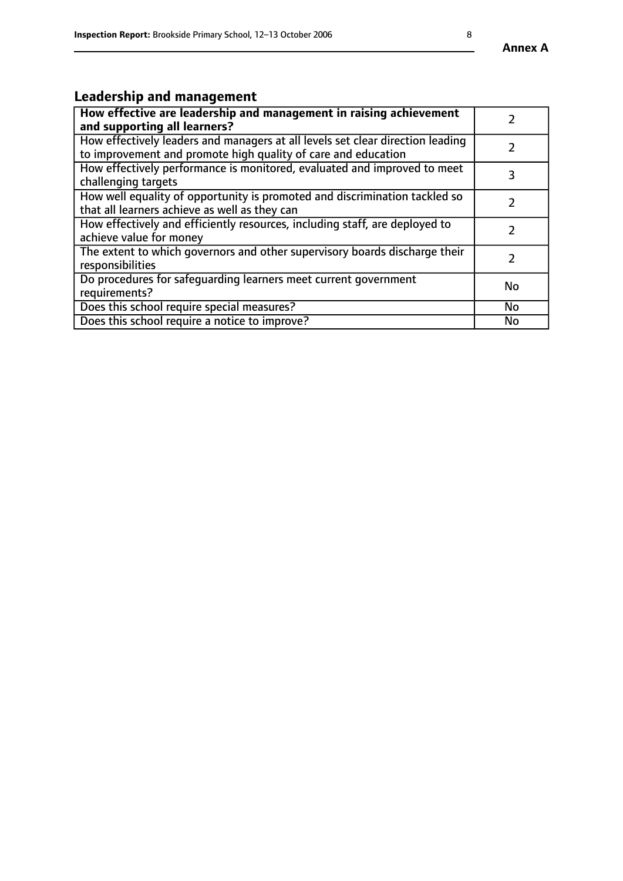**Annex A**

## Leadership and management

| | |
|---|---|
| **How effective are leadership and management in raising achievement and supporting all learners?** | 2 |
| How effectively leaders and managers at all levels set clear direction leading to improvement and promote high quality of care and education | 2 |
| How effectively performance is monitored, evaluated and improved to meet challenging targets | 3 |
| How well equality of opportunity is promoted and discrimination tackled so that all learners achieve as well as they can | 2 |
| How effectively and efficiently resources, including staff, are deployed to achieve value for money | 2 |
| The extent to which governors and other supervisory boards discharge their responsibilities | 2 |
| Do procedures for safeguarding learners meet current government requirements? | No |
| Does this school require special measures? | No |
| Does this school require a notice to improve? | No |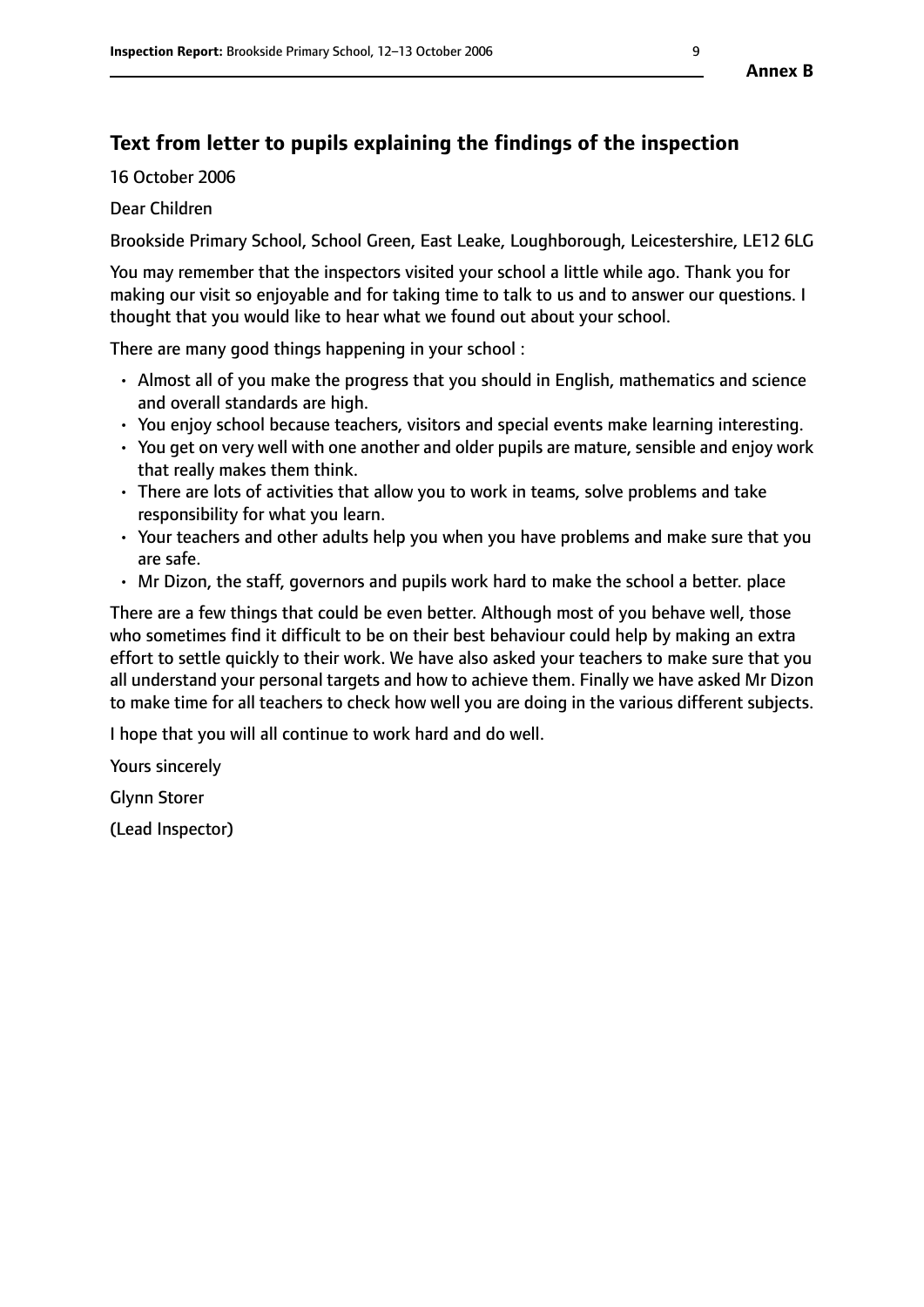## Text from letter to pupils explaining the findings of the inspection

16 October 2006

Dear Children

Brookside Primary School, School Green, East Leake, Loughborough, Leicestershire, LE12 6LG

You may remember that the inspectors visited your school a little while ago. Thank you for making our visit so enjoyable and for taking time to talk to us and to answer our questions. I thought that you would like to hear what we found out about your school.

There are many good things happening in your school :

- Almost all of you make the progress that you should in English, mathematics and science and overall standards are high.
- You enjoy school because teachers, visitors and special events make learning interesting.
- You get on very well with one another and older pupils are mature, sensible and enjoy work that really makes them think.
- There are lots of activities that allow you to work in teams, solve problems and take responsibility for what you learn.
- Your teachers and other adults help you when you have problems and make sure that you are safe.
- Mr Dizon, the staff, governors and pupils work hard to make the school a better. place

There are a few things that could be even better. Although most of you behave well, those who sometimes find it difficult to be on their best behaviour could help by making an extra effort to settle quickly to their work. We have also asked your teachers to make sure that you all understand your personal targets and how to achieve them. Finally we have asked Mr Dizon to make time for all teachers to check how well you are doing in the various different subjects.

I hope that you will all continue to work hard and do well.

Yours sincerely

Glynn Storer

(Lead Inspector)